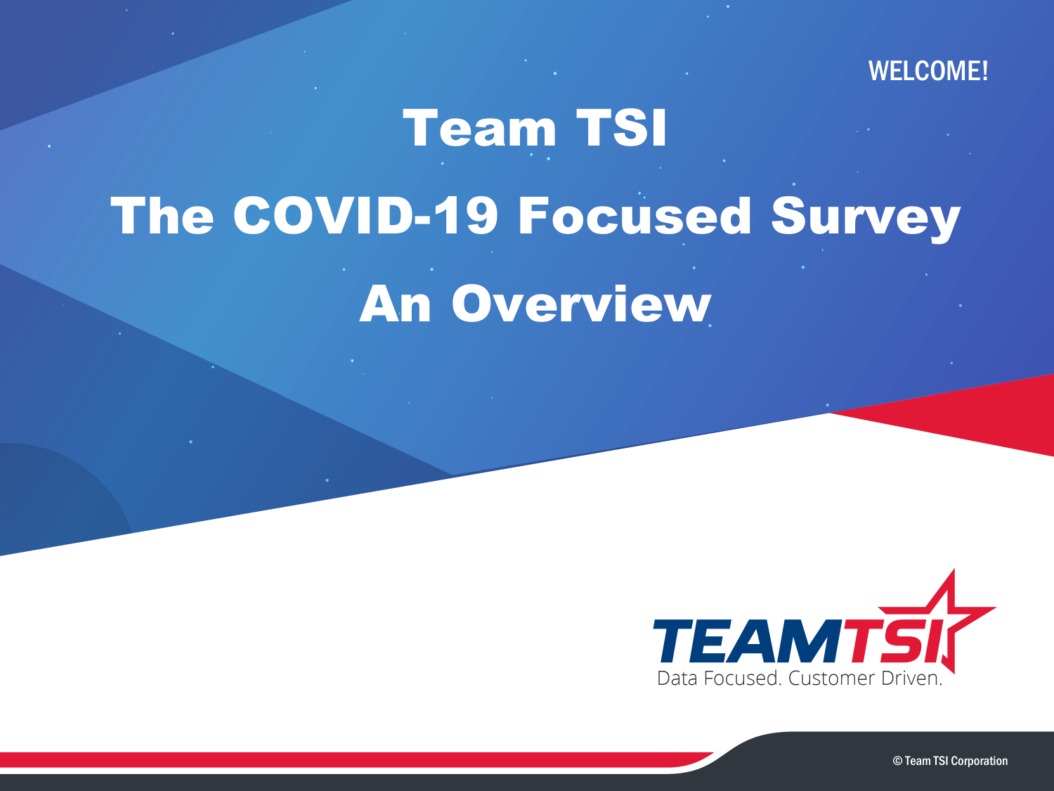WELCOME!

# Team TSI

# The COVID-19 Focused Survey

# An Overview

TEAMTSI

Data Focused. Customer Driven.

© Team TSI Corporation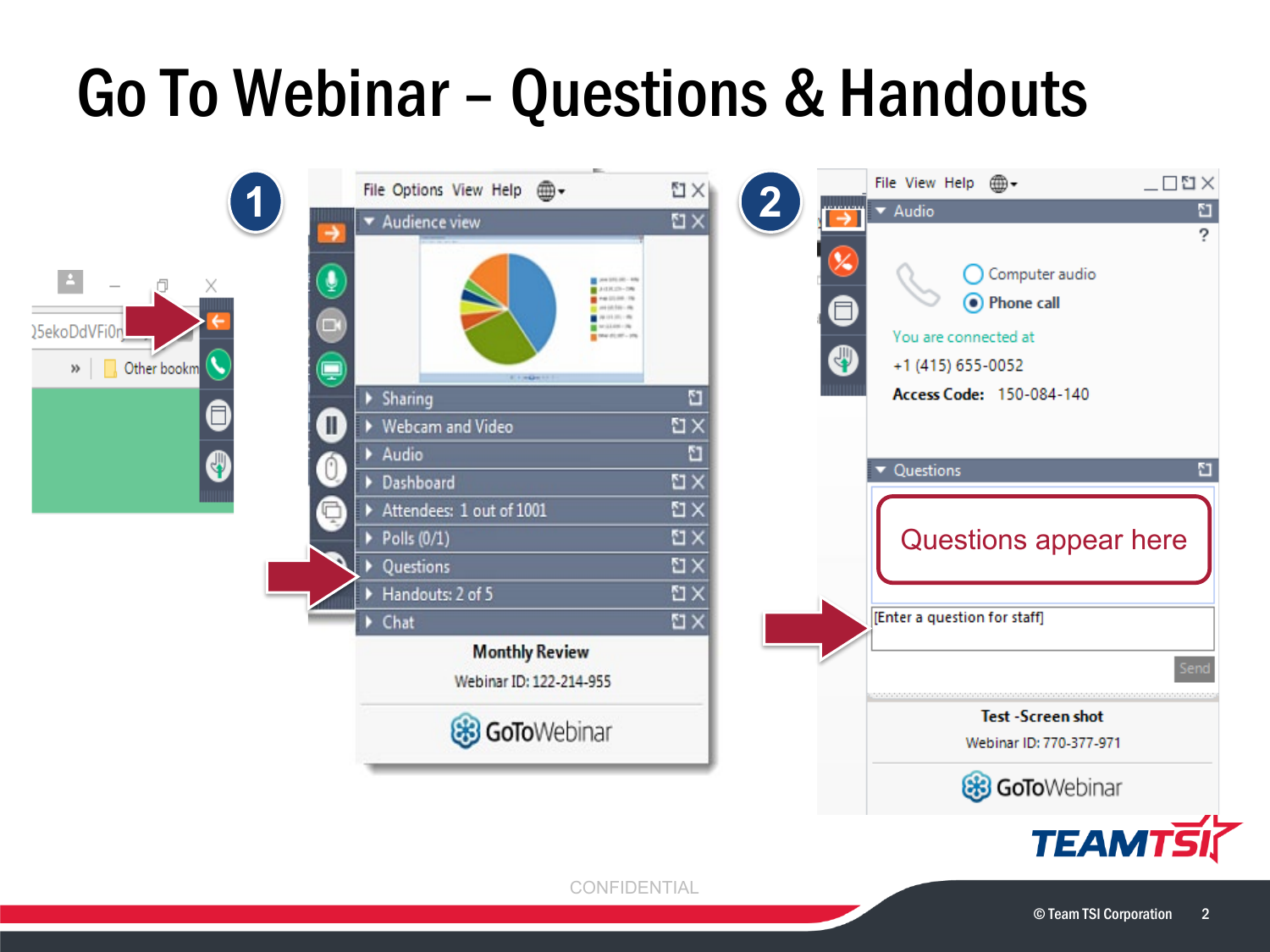# Go To Webinar – Questions & Handouts

1

File Options View Help

Audience view

Sharing

Webcam and Video

Audio

Dashboard

Attendees: 1 out of 1001

Polls (0/1)

Questions

Handouts: 2 of 5

Chat

Monthly Review

Webinar ID: 122-214-955

GoToWebinar

2

File View Help

Audio

Computer audio

Phone call

You are connected at

+1 (415) 655-0052

Access Code: 150-084-140

Questions

Questions appear here

[Enter a question for staff]

Send

Test -Screen shot

Webinar ID: 770-377-971

GoToWebinar

TEAMTSI

CONFIDENTIAL

© Team TSI Corporation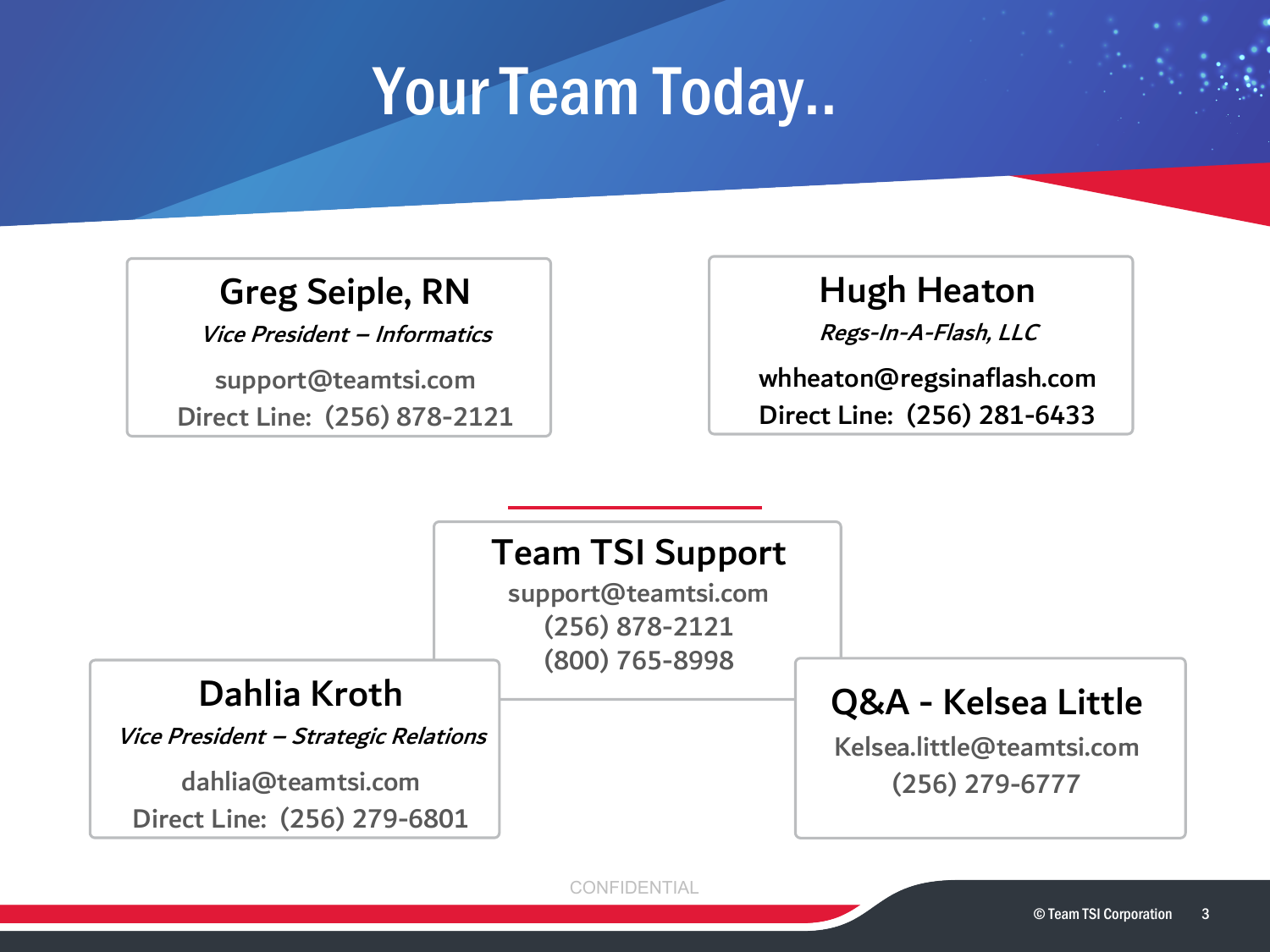# Your Team Today..

## Greg Seiple, RN

*Vice President – Informatics*

support@teamtsi.com
Direct Line: (256) 878-2121

## Hugh Heaton

*Regs-In-A-Flash, LLC*

whheaton@regsinaflash.com
Direct Line: (256) 281-6433

## Team TSI Support

support@teamtsi.com
(256) 878-2121
(800) 765-8998

## Dahlia Kroth

*Vice President – Strategic Relations*

dahlia@teamtsi.com
Direct Line: (256) 279-6801

## Q&A - Kelsea Little

Kelsea.little@teamtsi.com
(256) 279-6777

CONFIDENTIAL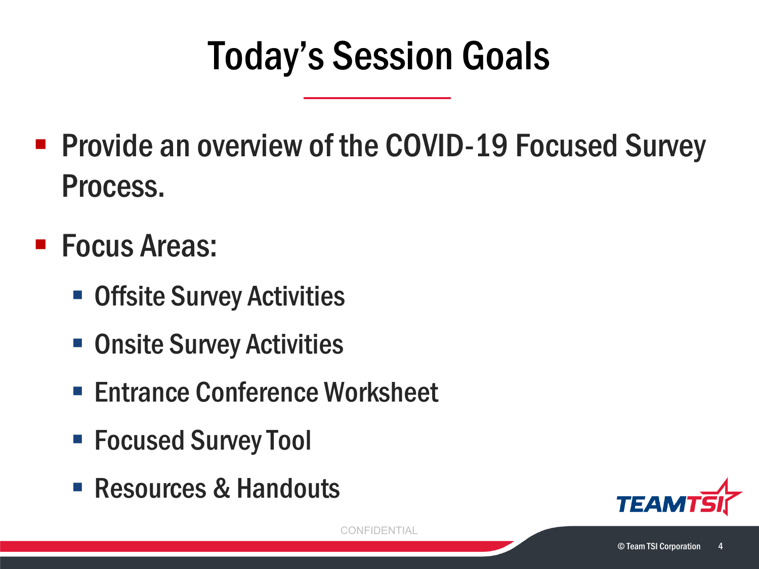# Today's Session Goals

- Provide an overview of the COVID-19 Focused Survey Process.
- Focus Areas:
  - Offsite Survey Activities
  - Onsite Survey Activities
  - Entrance Conference Worksheet
  - Focused Survey Tool
  - Resources & Handouts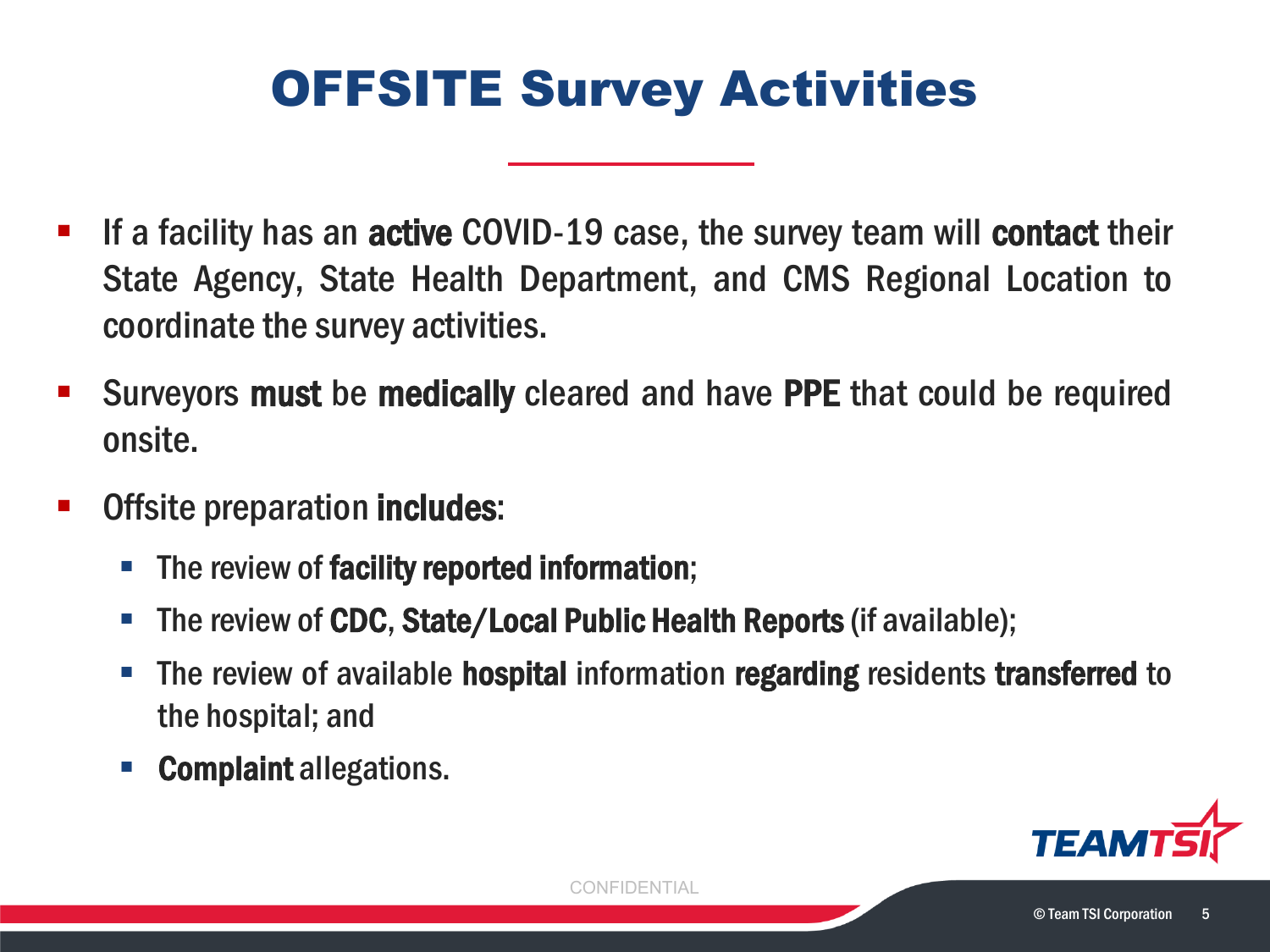# OFFSITE Survey Activities

- If a facility has an **active** COVID-19 case, the survey team will **contact** their State Agency, State Health Department, and CMS Regional Location to coordinate the survey activities.
- Surveyors **must** be **medically** cleared and have **PPE** that could be required onsite.
- Offsite preparation **includes**:
  - The review of **facility reported information**;
  - The review of **CDC**, **State/Local Public Health Reports** (if available);
  - The review of available **hospital** information **regarding** residents **transferred** to the hospital; and
  - **Complaint** allegations.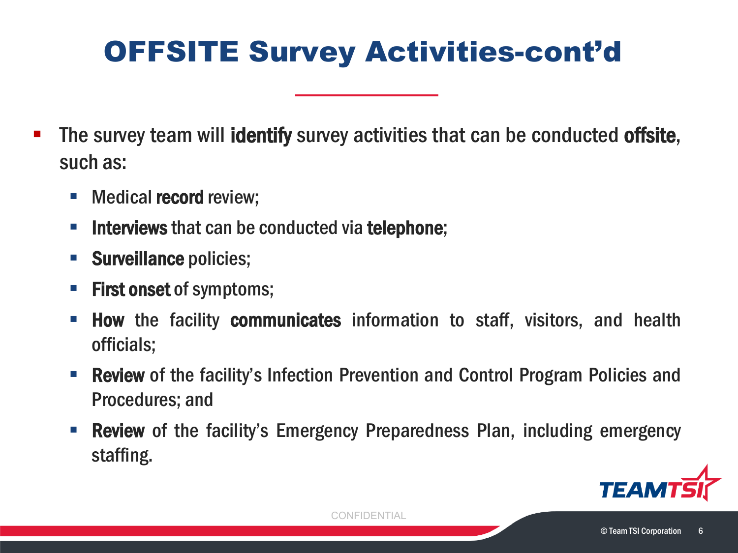# OFFSITE Survey Activities-cont'd

- The survey team will **identify** survey activities that can be conducted **offsite**, such as:
  - Medical **record** review;
  - **Interviews** that can be conducted via **telephone**;
  - **Surveillance** policies;
  - **First onset** of symptoms;
  - **How** the facility **communicates** information to staff, visitors, and health officials;
  - **Review** of the facility's Infection Prevention and Control Program Policies and Procedures; and
  - **Review** of the facility's Emergency Preparedness Plan, including emergency staffing.

CONFIDENTIAL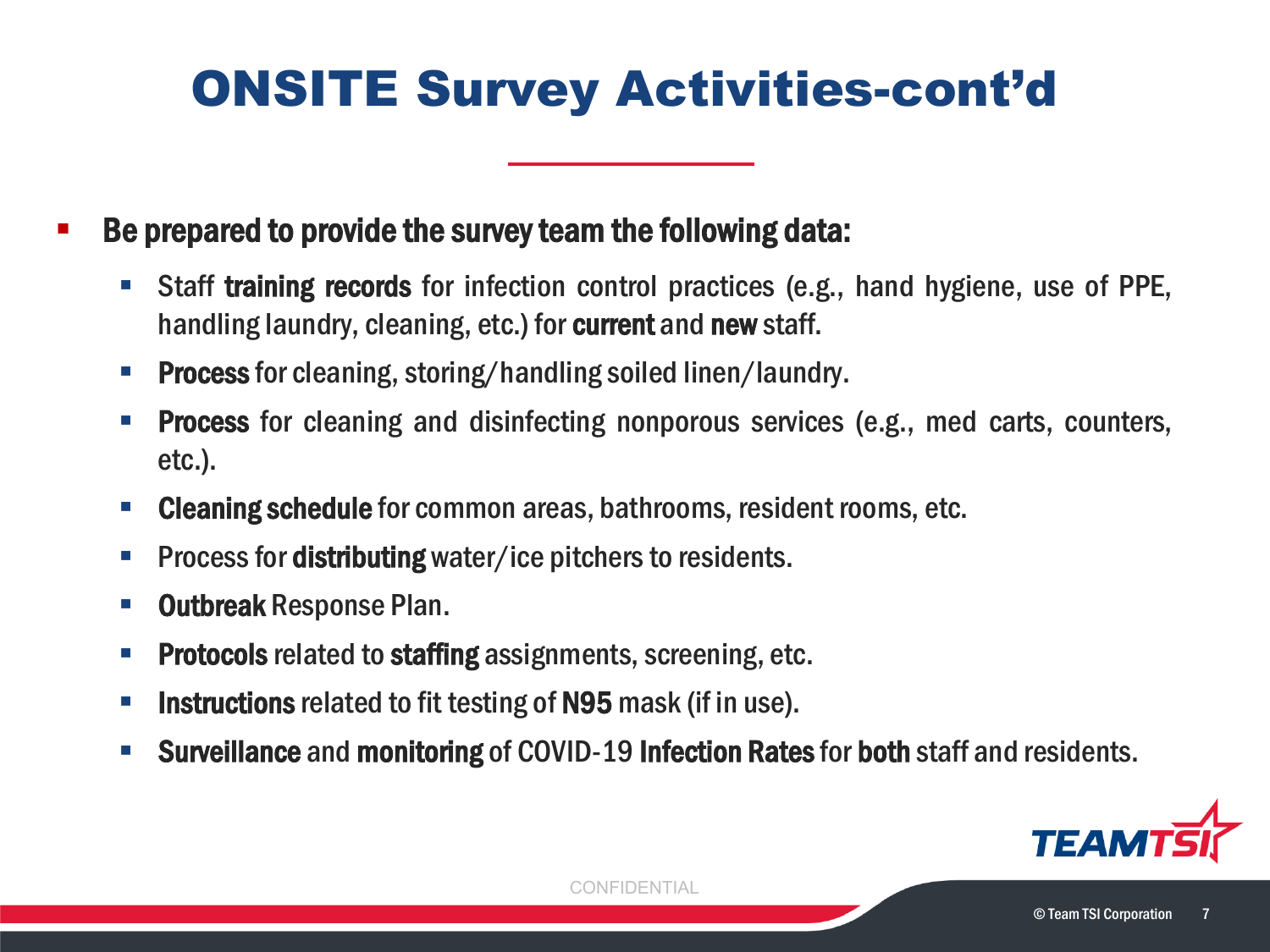# ONSITE Survey Activities-cont'd

- **Be prepared to provide the survey team the following data:**
  - Staff **training records** for infection control practices (e.g., hand hygiene, use of PPE, handling laundry, cleaning, etc.) for **current** and **new** staff.
  - **Process** for cleaning, storing/handling soiled linen/laundry.
  - **Process** for cleaning and disinfecting nonporous services (e.g., med carts, counters, etc.).
  - **Cleaning schedule** for common areas, bathrooms, resident rooms, etc.
  - Process for **distributing** water/ice pitchers to residents.
  - **Outbreak** Response Plan.
  - **Protocols** related to **staffing** assignments, screening, etc.
  - **Instructions** related to fit testing of **N95** mask (if in use).
  - **Surveillance** and **monitoring** of COVID-19 **Infection Rates** for **both** staff and residents.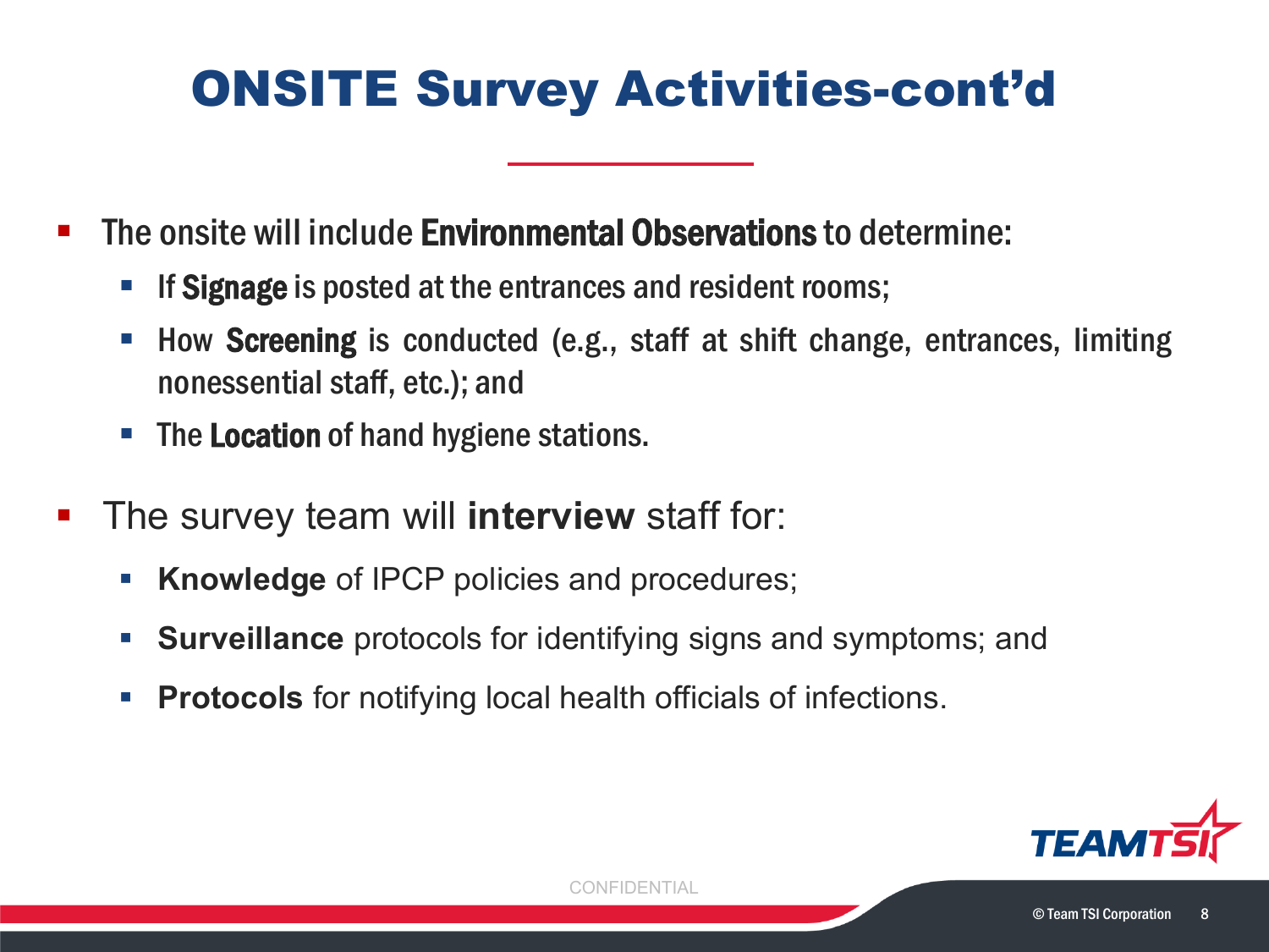# ONSITE Survey Activities-cont'd

- The onsite will include **Environmental Observations** to determine:
  - If **Signage** is posted at the entrances and resident rooms;
  - How **Screening** is conducted (e.g., staff at shift change, entrances, limiting nonessential staff, etc.); and
  - The **Location** of hand hygiene stations.
- The survey team will **interview** staff for:
  - **Knowledge** of IPCP policies and procedures;
  - **Surveillance** protocols for identifying signs and symptoms; and
  - **Protocols** for notifying local health officials of infections.

CONFIDENTIAL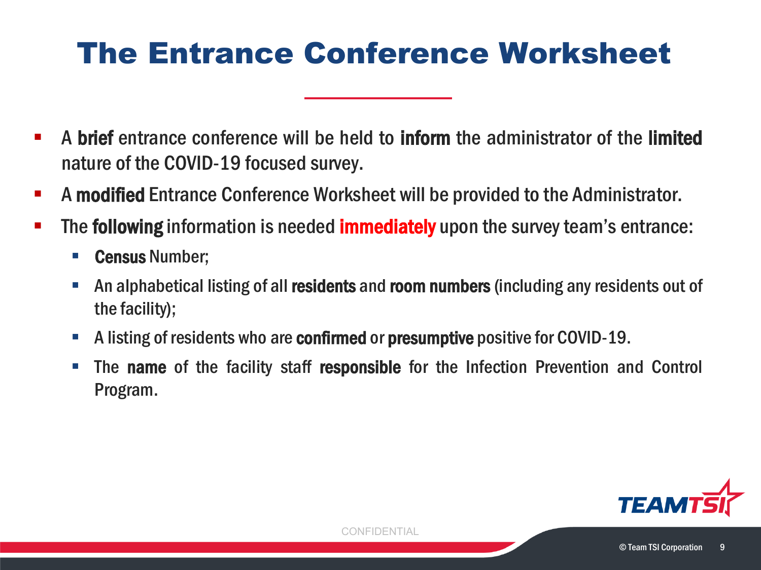# The Entrance Conference Worksheet

- A **brief** entrance conference will be held to **inform** the administrator of the **limited** nature of the COVID-19 focused survey.
- A **modified** Entrance Conference Worksheet will be provided to the Administrator.
- The **following** information is needed **immediately** upon the survey team's entrance:
  - **Census** Number;
  - An alphabetical listing of all **residents** and **room numbers** (including any residents out of the facility);
  - A listing of residents who are **confirmed** or **presumptive** positive for COVID-19.
  - The **name** of the facility staff **responsible** for the Infection Prevention and Control Program.

CONFIDENTIAL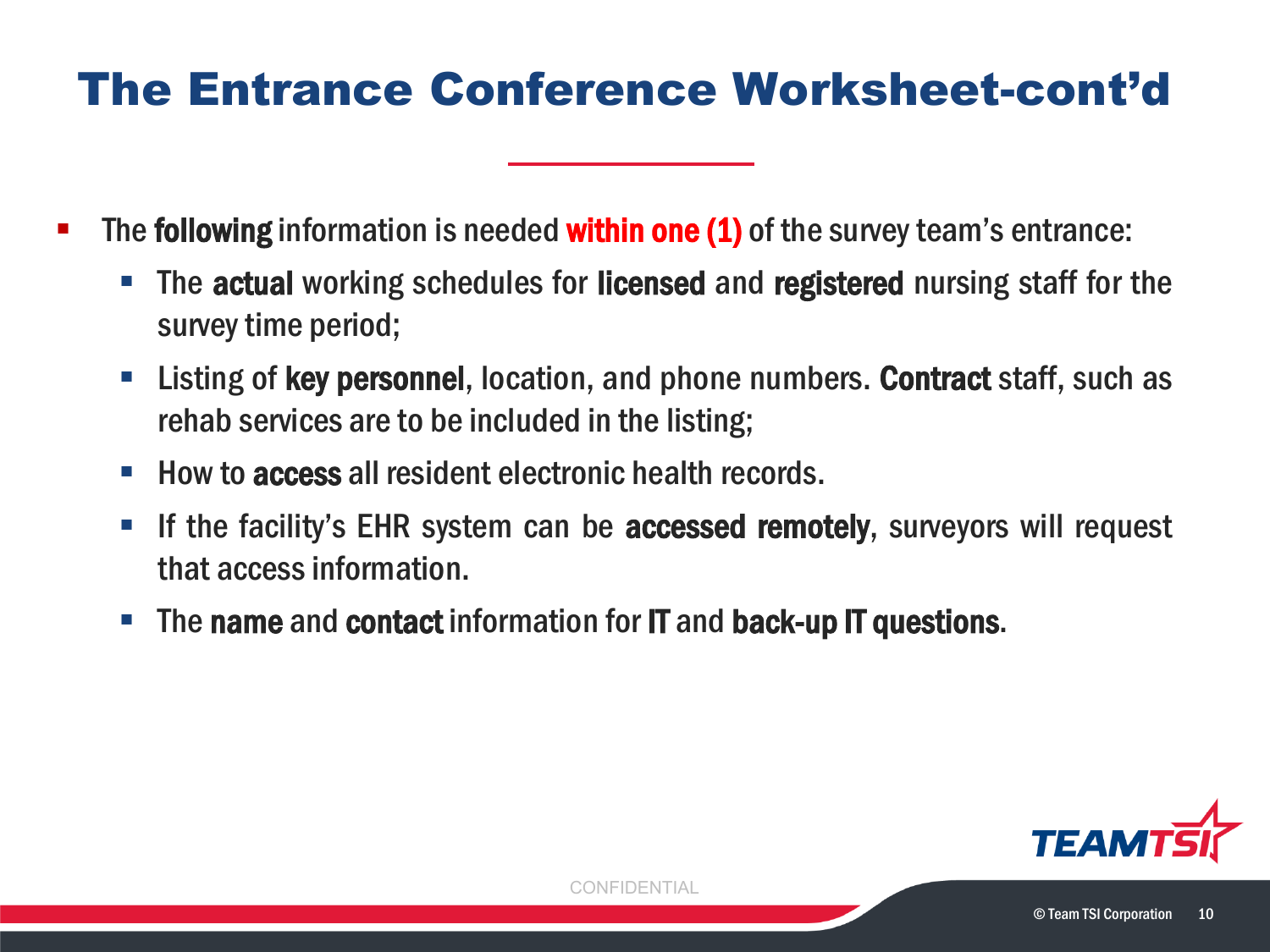# The Entrance Conference Worksheet-cont'd

- The **following** information is needed **within one (1)** of the survey team's entrance:
  - The **actual** working schedules for **licensed** and **registered** nursing staff for the survey time period;
  - Listing of **key personnel**, location, and phone numbers. **Contract** staff, such as rehab services are to be included in the listing;
  - How to **access** all resident electronic health records.
  - If the facility's EHR system can be **accessed remotely**, surveyors will request that access information.
  - The **name** and **contact** information for **IT** and **back-up IT questions**.

CONFIDENTIAL

© Team TSI Corporation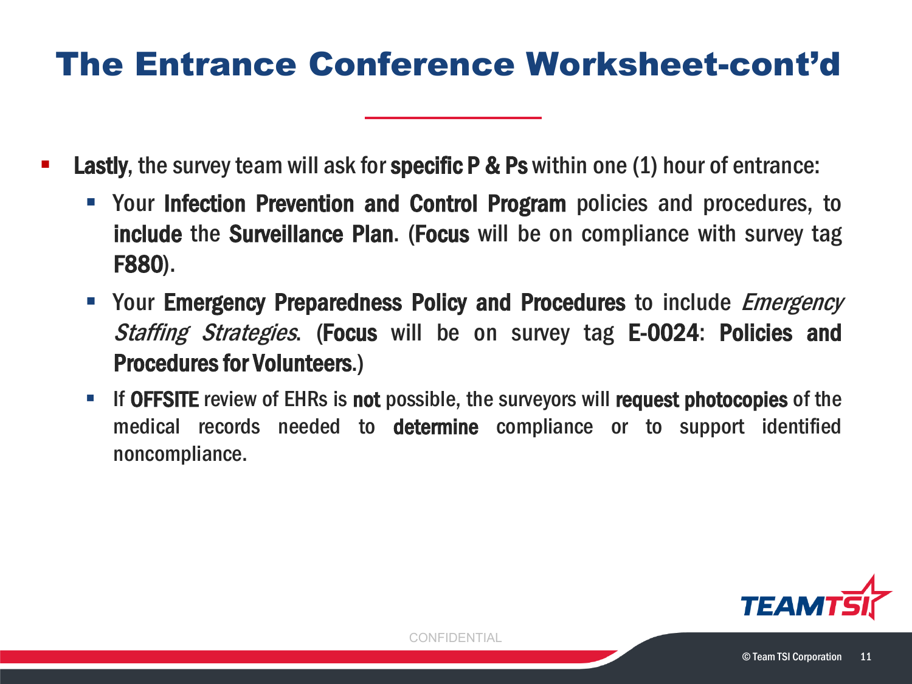# The Entrance Conference Worksheet-cont'd

- **Lastly**, the survey team will ask for **specific P & Ps** within one (1) hour of entrance:
  - Your **Infection Prevention and Control Program** policies and procedures, to **include** the **Surveillance Plan**. (**Focus** will be on compliance with survey tag **F880**).
  - Your **Emergency Preparedness Policy and Procedures** to include *Emergency Staffing Strategies*. (**Focus** will be on survey tag **E-0024**: **Policies and Procedures for Volunteers**.)
  - If **OFFSITE** review of EHRs is **not** possible, the surveyors will **request photocopies** of the medical records needed to **determine** compliance or to support identified noncompliance.

CONFIDENTIAL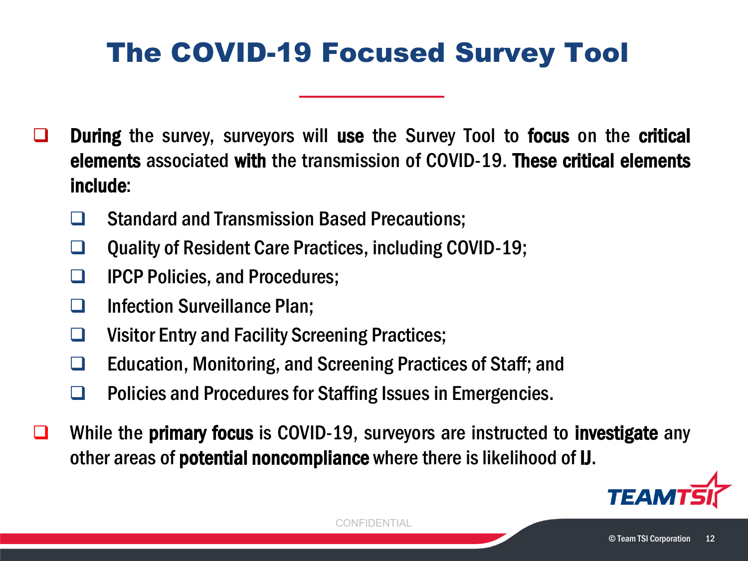# The COVID-19 Focused Survey Tool

- **During** the survey, surveyors will **use** the Survey Tool to **focus** on the **critical elements** associated **with** the transmission of COVID-19. **These critical elements include**:
  - Standard and Transmission Based Precautions;
  - Quality of Resident Care Practices, including COVID-19;
  - IPCP Policies, and Procedures;
  - Infection Surveillance Plan;
  - Visitor Entry and Facility Screening Practices;
  - Education, Monitoring, and Screening Practices of Staff; and
  - Policies and Procedures for Staffing Issues in Emergencies.
- While the **primary focus** is COVID-19, surveyors are instructed to **investigate** any other areas of **potential noncompliance** where there is likelihood of **IJ**.

CONFIDENTIAL

© Team TSI Corporation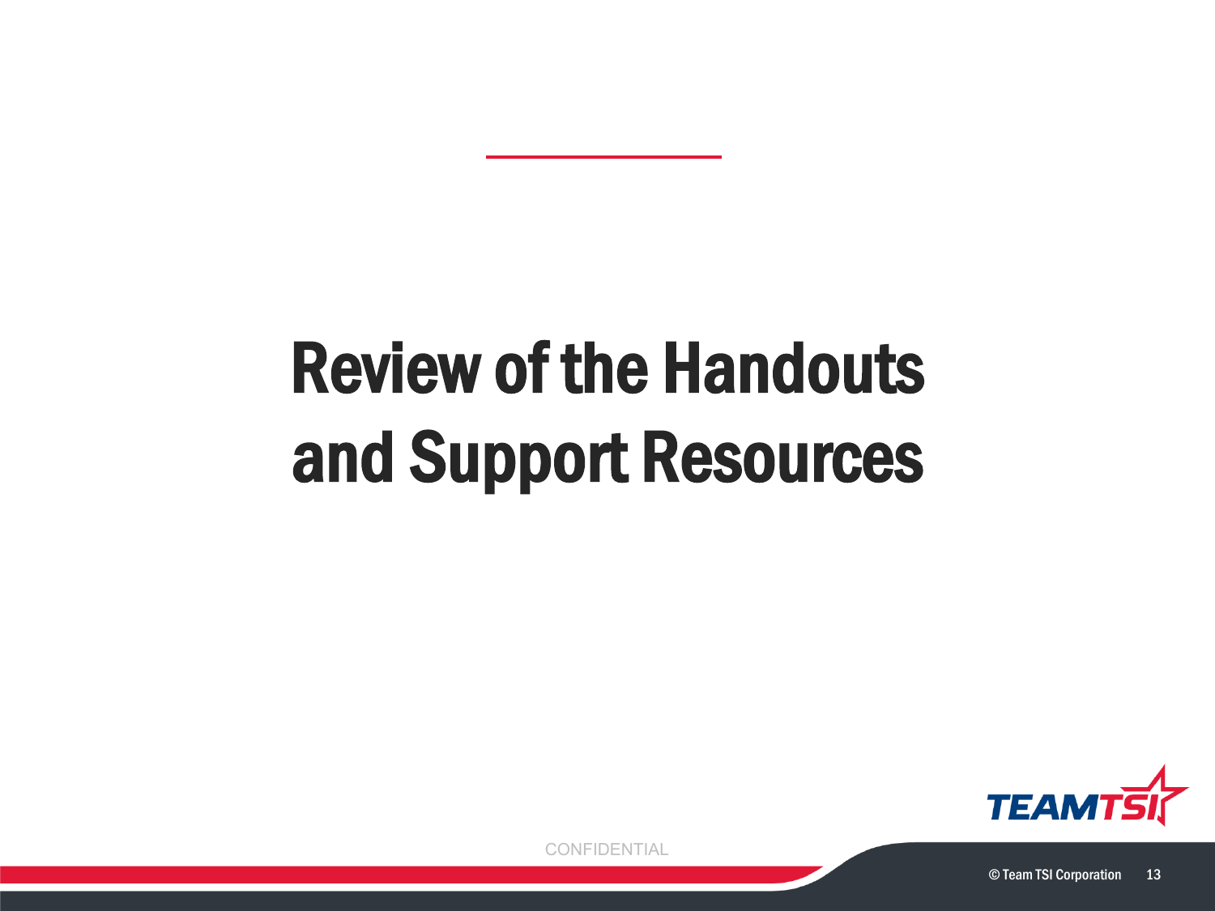# Review of the Handouts and Support Resources

CONFIDENTIAL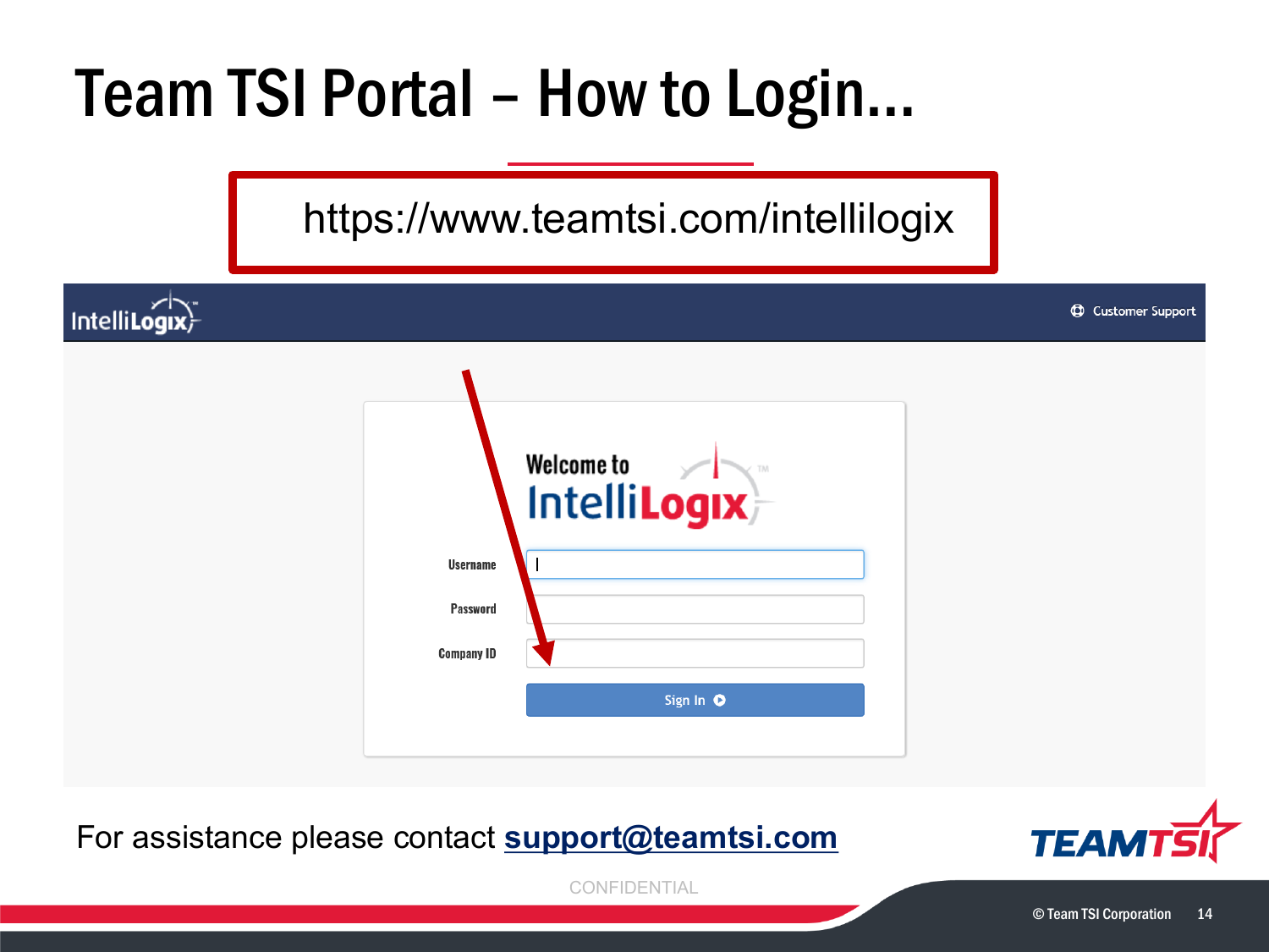# Team TSI Portal – How to Login...

https://www.teamtsi.com/intellilogix

IntelliLogix — Customer Support

Welcome to IntelliLogix

Username

Password

Company ID

Sign In

For assistance please contact **support@teamtsi.com**

CONFIDENTIAL

© Team TSI Corporation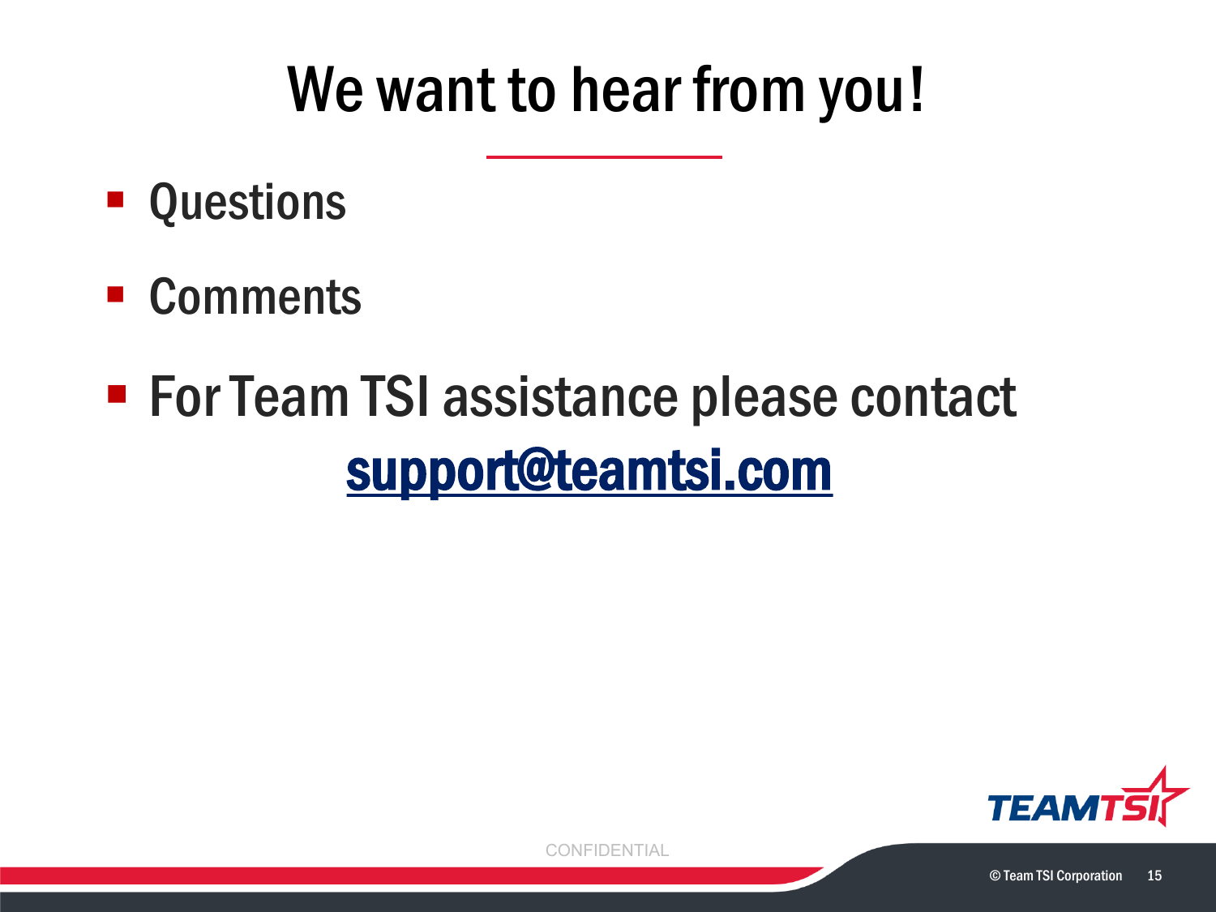# We want to hear from you!

- Questions
- Comments
- For Team TSI assistance please contact [support@teamtsi.com](mailto:support@teamtsi.com)

CONFIDENTIAL